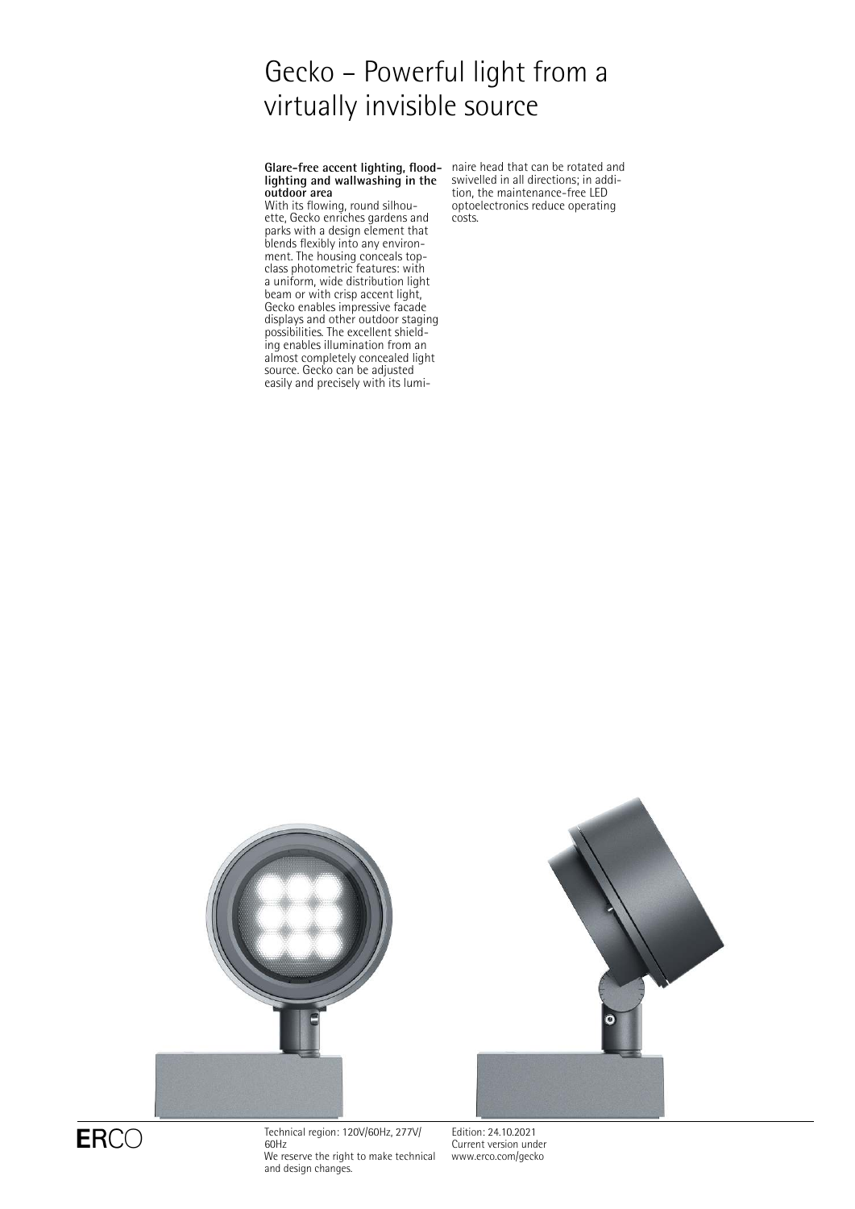# Gecko – Powerful light from a virtually invisible source

**Glare-free accent lighting, floodlighting and wallwashing in the outdoor area**

With its flowing, round silhouette, Gecko enriches gardens and parks with a design element that blends flexibly into any environment. The housing conceals top-class photometric features: with a uniform, wide distribution light beam or with crisp accent light, Gecko enables impressive facade displays and other outdoor staging possibilities. The excellent shielding enables illumination from an almost completely concealed light source. Gecko can be adjusted easily and precisely with its luminaire head that can be rotated and swivelled in all directions; in addition, the maintenance-free LED optoelectronics reduce operating costs.

ERCO

Technical region: 120V/60Hz, 277V/60Hz
We reserve the right to make technical and design changes.

Edition: 24.10.2021
Current version under www.erco.com/gecko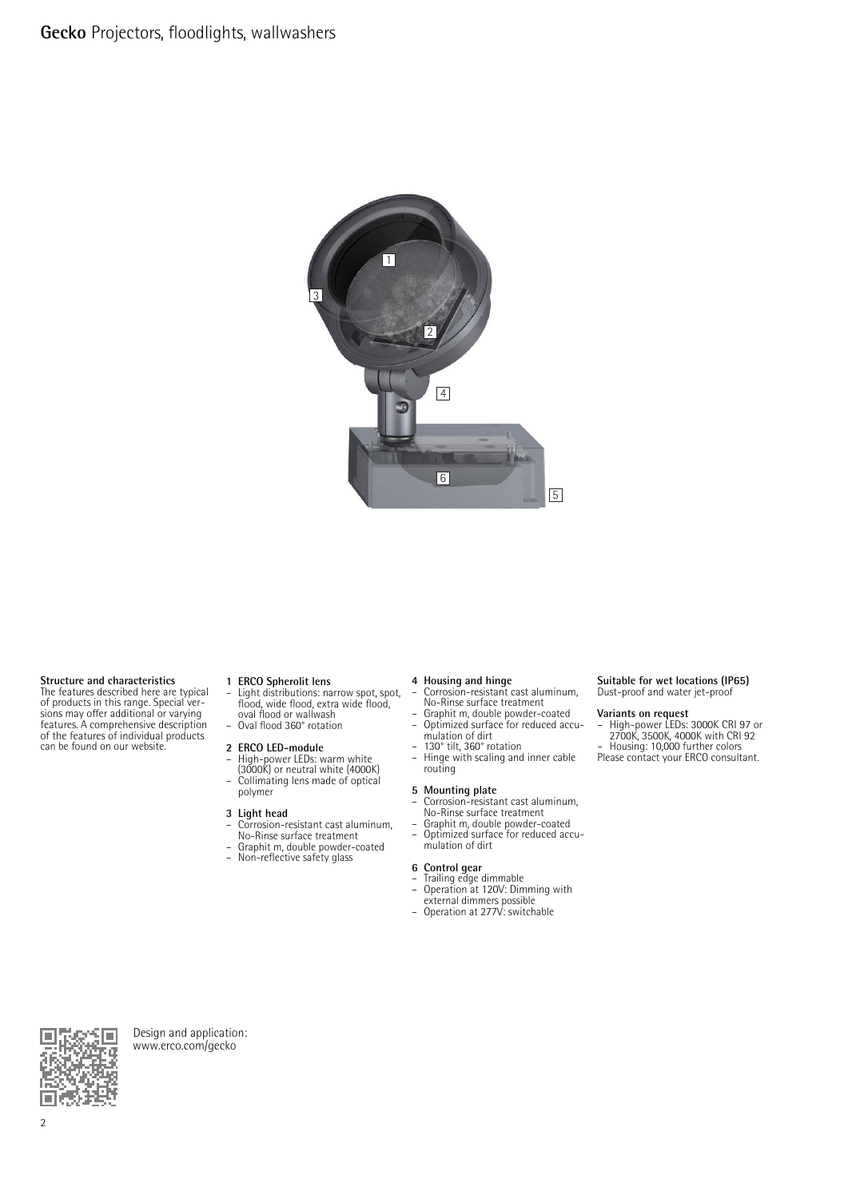# **Gecko** Projectors, floodlights, wallwashers

**Structure and characteristics**
The features described here are typical of products in this range. Special versions may offer additional or varying features. A comprehensive description of the features of individual products can be found on our website.

**1 ERCO Spherolit lens**
- Light distributions: narrow spot, spot, flood, wide flood, extra wide flood, oval flood or wallwash
- Oval flood 360° rotation

**2 ERCO LED-module**
- High-power LEDs: warm white (3000K) or neutral white (4000K)
- Collimating lens made of optical polymer

**3 Light head**
- Corrosion-resistant cast aluminum, No-Rinse surface treatment
- Graphit m, double powder-coated
- Non-reflective safety glass

**4 Housing and hinge**
- Corrosion-resistant cast aluminum, No-Rinse surface treatment
- Graphit m, double powder-coated
- Optimized surface for reduced accumulation of dirt
- 130° tilt, 360° rotation
- Hinge with scaling and inner cable routing

**5 Mounting plate**
- Corrosion-resistant cast aluminum, No-Rinse surface treatment
- Graphit m, double powder-coated
- Optimized surface for reduced accumulation of dirt

**6 Control gear**
- Trailing edge dimmable
- Operation at 120V: Dimming with external dimmers possible
- Operation at 277V: switchable

**Suitable for wet locations (IP65)**
Dust-proof and water jet-proof

**Variants on request**
- High-power LEDs: 3000K CRI 97 or 2700K, 3500K, 4000K with CRI 92
- Housing: 10,000 further colors

Please contact your ERCO consultant.

Design and application:
www.erco.com/gecko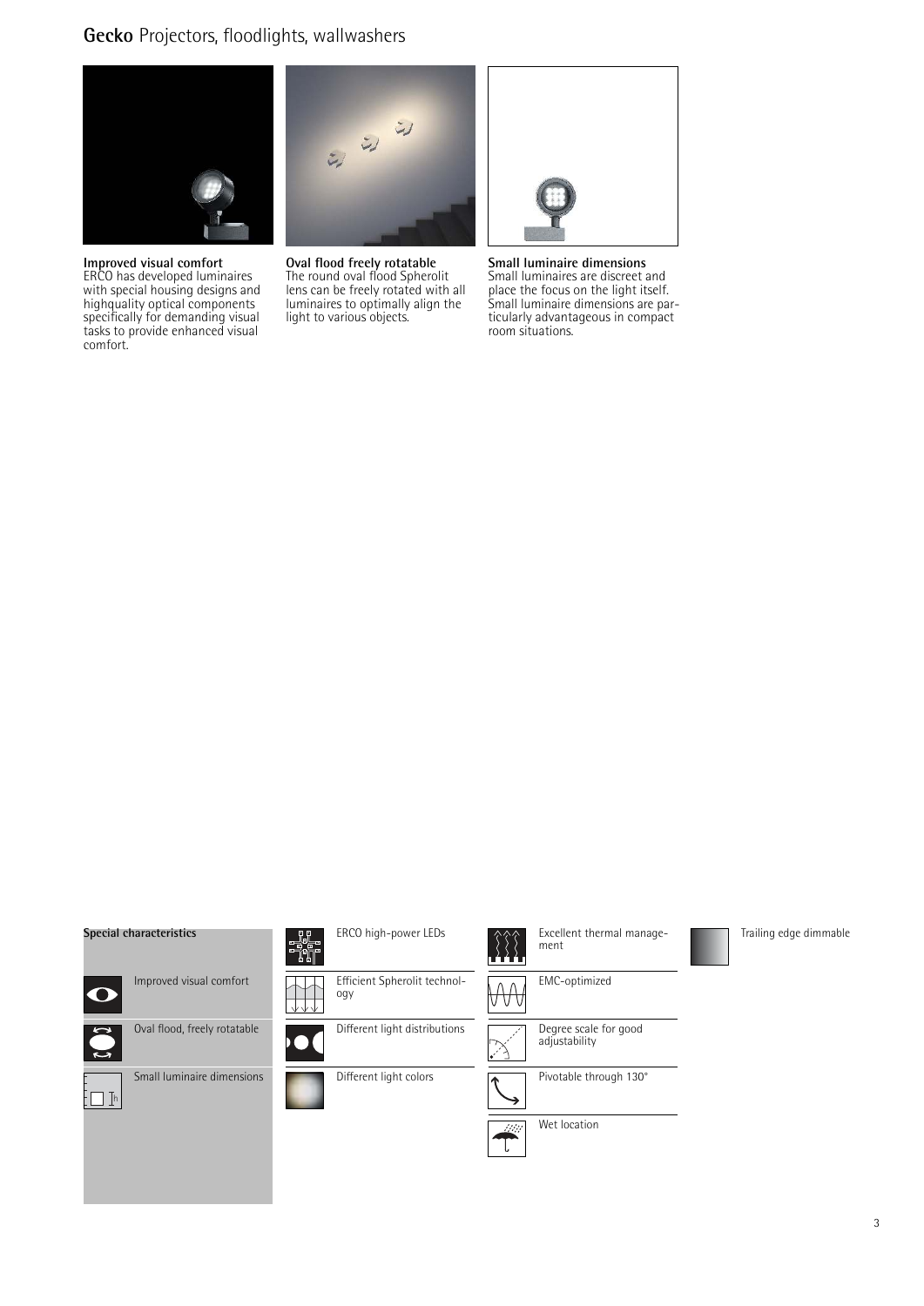# **Gecko** Projectors, floodlights, wallwashers

**Improved visual comfort**
ERCO has developed luminaires with special housing designs and highquality optical components specifically for demanding visual tasks to provide enhanced visual comfort.

**Oval flood freely rotatable**
The round oval flood Spherolit lens can be freely rotated with all luminaires to optimally align the light to various objects.

**Small luminaire dimensions**
Small luminaires are discreet and place the focus on the light itself. Small luminaire dimensions are particularly advantageous in compact room situations.

**Special characteristics**

- Improved visual comfort
- Oval flood, freely rotatable
- Small luminaire dimensions
- ERCO high-power LEDs
- Efficient Spherolit technology
- Different light distributions
- Different light colors
- Excellent thermal management
- EMC-optimized
- Degree scale for good adjustability
- Pivotable through 130°
- Wet location
- Trailing edge dimmable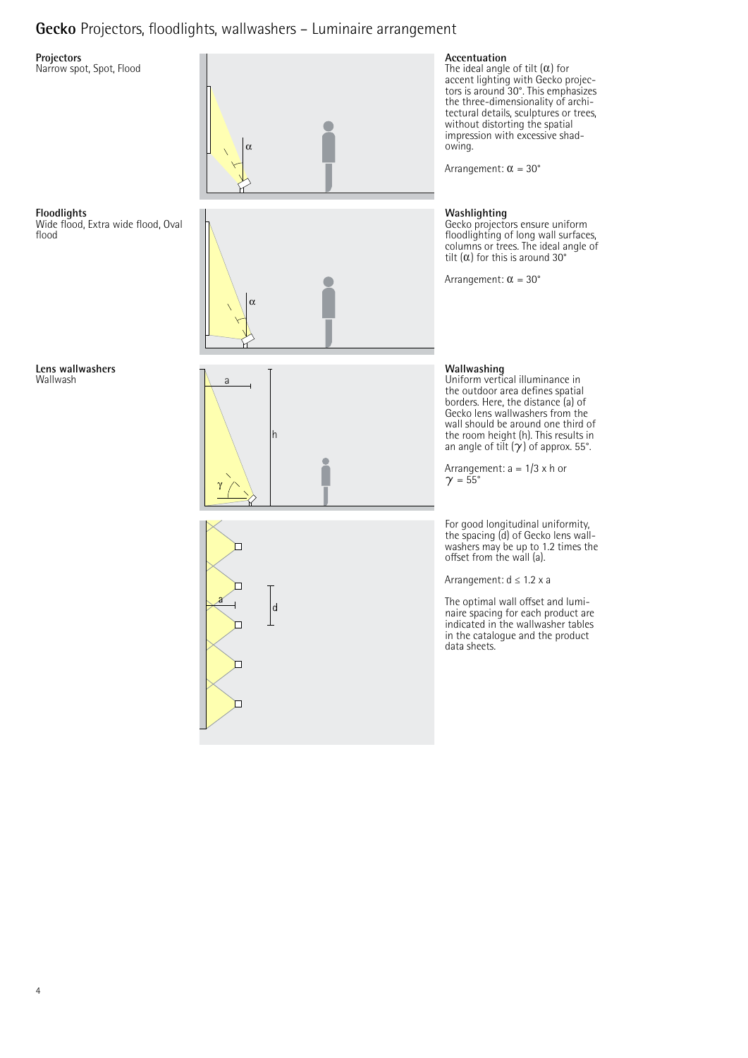# **Gecko** Projectors, floodlights, wallwashers – Luminaire arrangement

**Projectors**
Narrow spot, Spot, Flood

**Accentuation**
The ideal angle of tilt ($\alpha$) for accent lighting with Gecko projectors is around 30°. This emphasizes the three-dimensionality of architectural details, sculptures or trees, without distorting the spatial impression with excessive shadowing.

Arrangement: $\alpha = 30°$

**Floodlights**
Wide flood, Extra wide flood, Oval flood

**Washlighting**
Gecko projectors ensure uniform floodlighting of long wall surfaces, columns or trees. The ideal angle of tilt ($\alpha$) for this is around 30°

Arrangement: $\alpha = 30°$

**Lens wallwashers**
Wallwash

**Wallwashing**
Uniform vertical illuminance in the outdoor area defines spatial borders. Here, the distance (a) of Gecko lens wallwashers from the wall should be around one third of the room height (h). This results in an angle of tilt ($\gamma$) of approx. 55°.

Arrangement: $a = 1/3 \times h$ or $\gamma = 55°$

For good longitudinal uniformity, the spacing (d) of Gecko lens wallwashers may be up to 1.2 times the offset from the wall (a).

Arrangement: $d \leq 1.2 \times a$

The optimal wall offset and luminaire spacing for each product are indicated in the wallwasher tables in the catalogue and the product data sheets.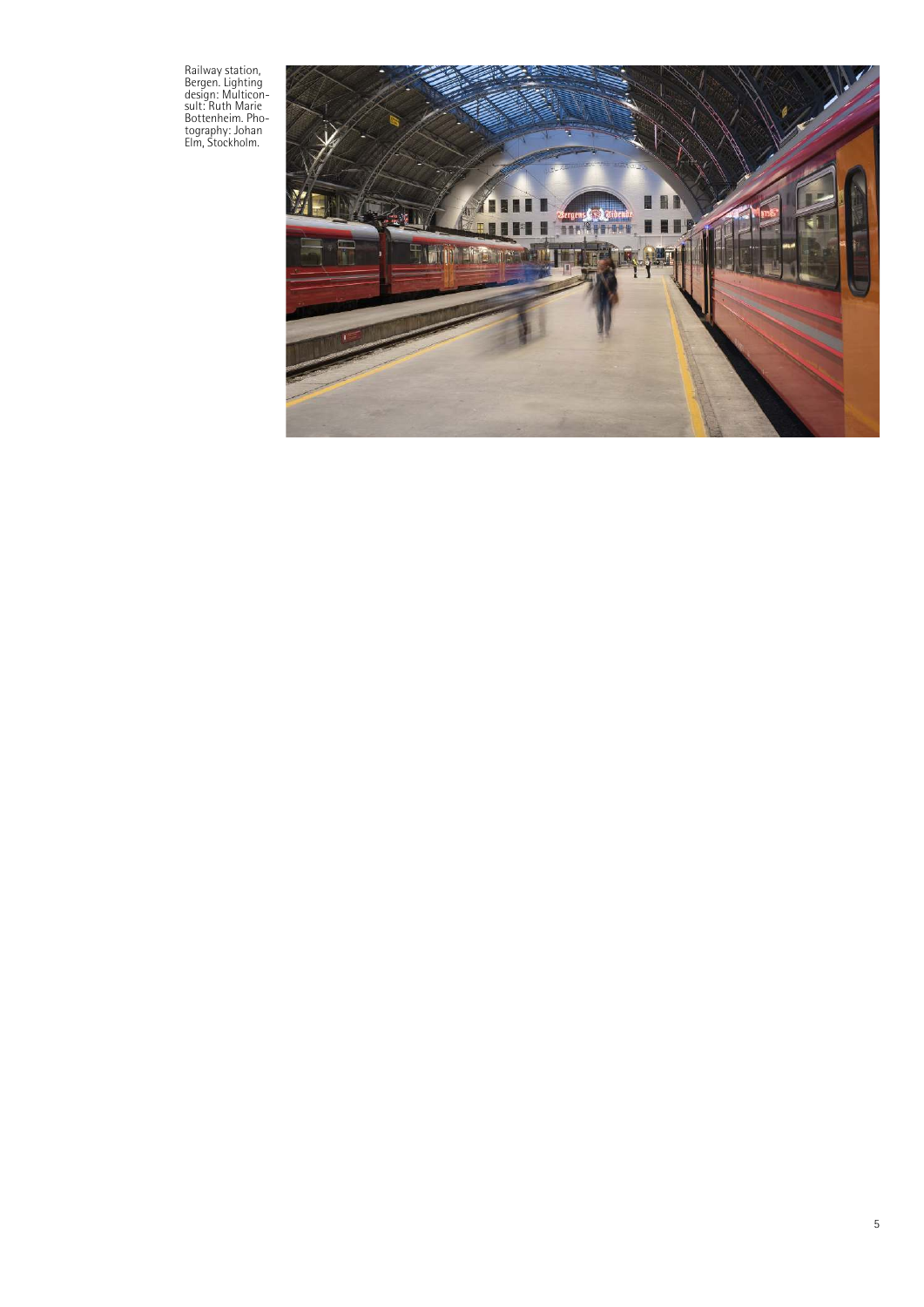Railway station, Bergen. Lighting design: Multiconsult: Ruth Marie Bottenheim. Photography: Johan Elm, Stockholm.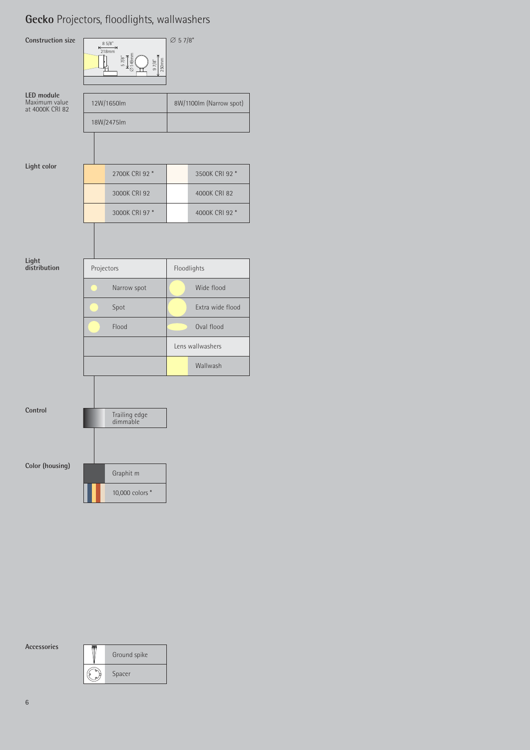# **Gecko** Projectors, floodlights, wallwashers

**Construction size**

8 5/8" / 218mm; 5 7/8" / ∅ 149mm; 9 7/8" / 250mm

∅ 5 7/8"

**LED module**
Maximum value at 4000K CRI 82

| | |
|---|---|
| 12W/1650lm | 8W/1100lm (Narrow spot) |
| 18W/2475lm | |

**Light color**

| | |
|---|---|
| 2700K CRI 92 * | 3500K CRI 92 * |
| 3000K CRI 92 | 4000K CRI 82 |
| 3000K CRI 97 * | 4000K CRI 92 * |

**Light distribution**

| Projectors | Floodlights |
|---|---|
| Narrow spot | Wide flood |
| Spot | Extra wide flood |
| Flood | Oval flood |
| | Lens wallwashers |
| | Wallwash |

**Control**

- Trailing edge dimmable

**Color (housing)**

- Graphit m
- 10,000 colors *

**Accessories**

- Ground spike
- Spacer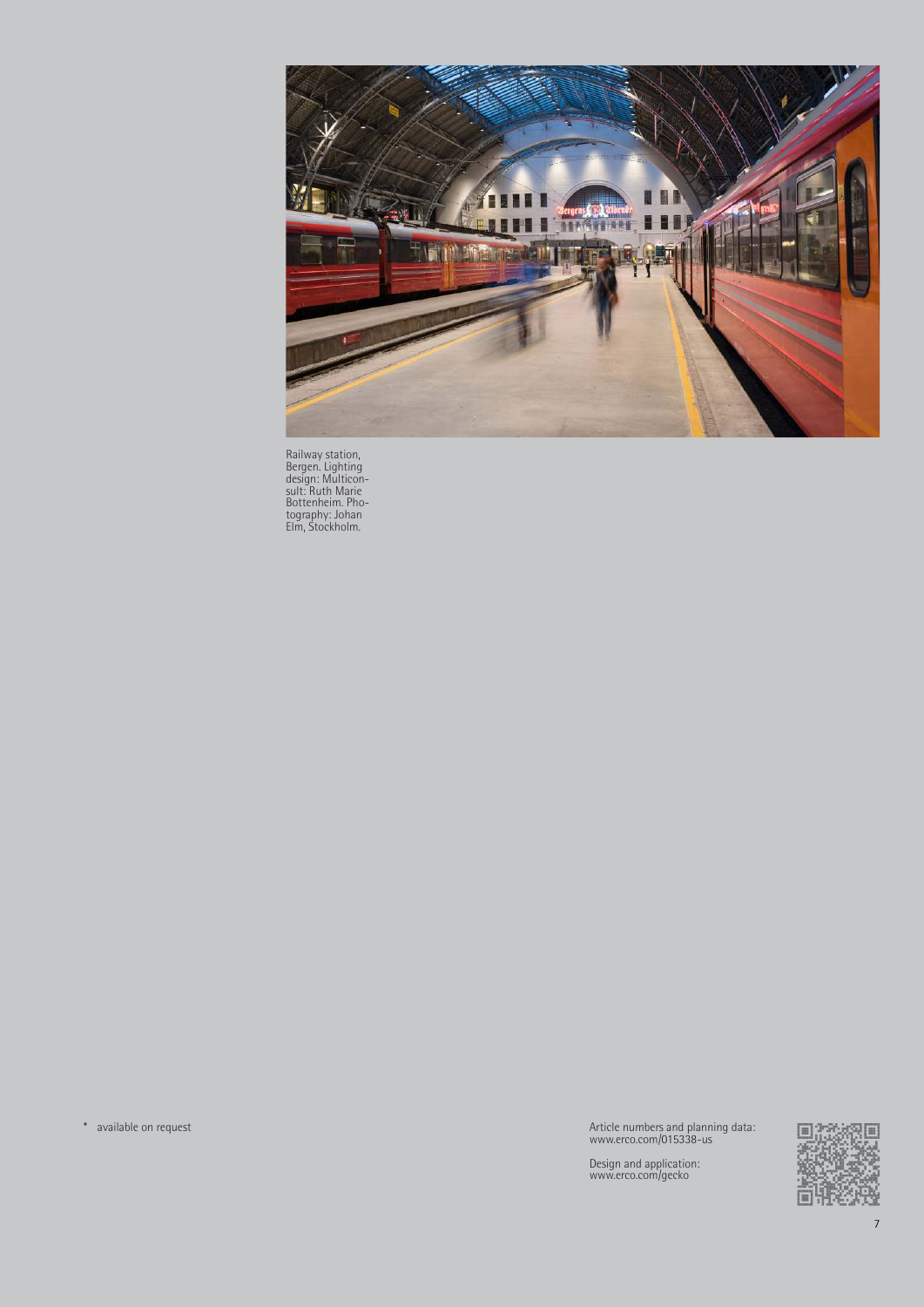Railway station, Bergen. Lighting design: Multiconsult: Ruth Marie Bottenheim. Photography: Johan Elm, Stockholm.

* available on request

Article numbers and planning data:
www.erco.com/015338-us

Design and application:
www.erco.com/gecko